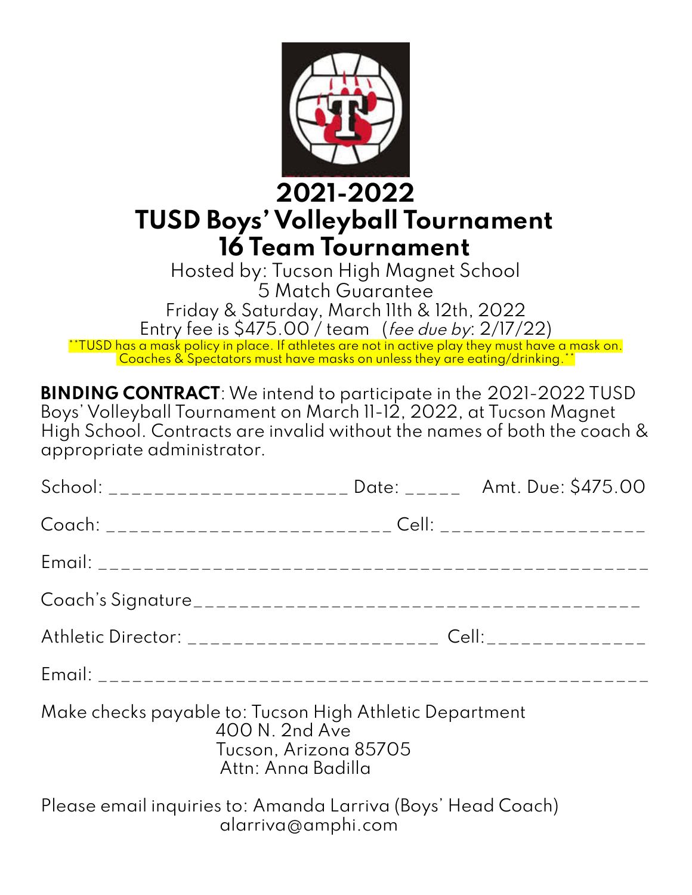# 2021-2022
# TUSD Boys' Volleyball Tournament
# 16 Team Tournament

Hosted by: Tucson High Magnet School
5 Match Guarantee
Friday & Saturday, March 11th & 12th, 2022
Entry fee is $475.00 / team (*fee due by*: 2/17/22)

**TUSD has a mask policy in place. If athletes are not in active play they must have a mask on. Coaches & Spectators must have masks on unless they are eating/drinking.**

**BINDING CONTRACT**: We intend to participate in the 2021-2022 TUSD Boys' Volleyball Tournament on March 11-12, 2022, at Tucson Magnet High School. Contracts are invalid without the names of both the coach & appropriate administrator.

School: ______________________ Date: _____ Amt. Due: $475.00

Coach: __________________________ Cell: ___________________

Email: ________________________________________________

Coach's Signature_________________________________________

Athletic Director: _______________________ Cell:_______________

Email: ________________________________________________

Make checks payable to: Tucson High Athletic Department
400 N. 2nd Ave
Tucson, Arizona 85705
Attn: Anna Badilla

Please email inquiries to: Amanda Larriva (Boys' Head Coach)
alarriva@amphi.com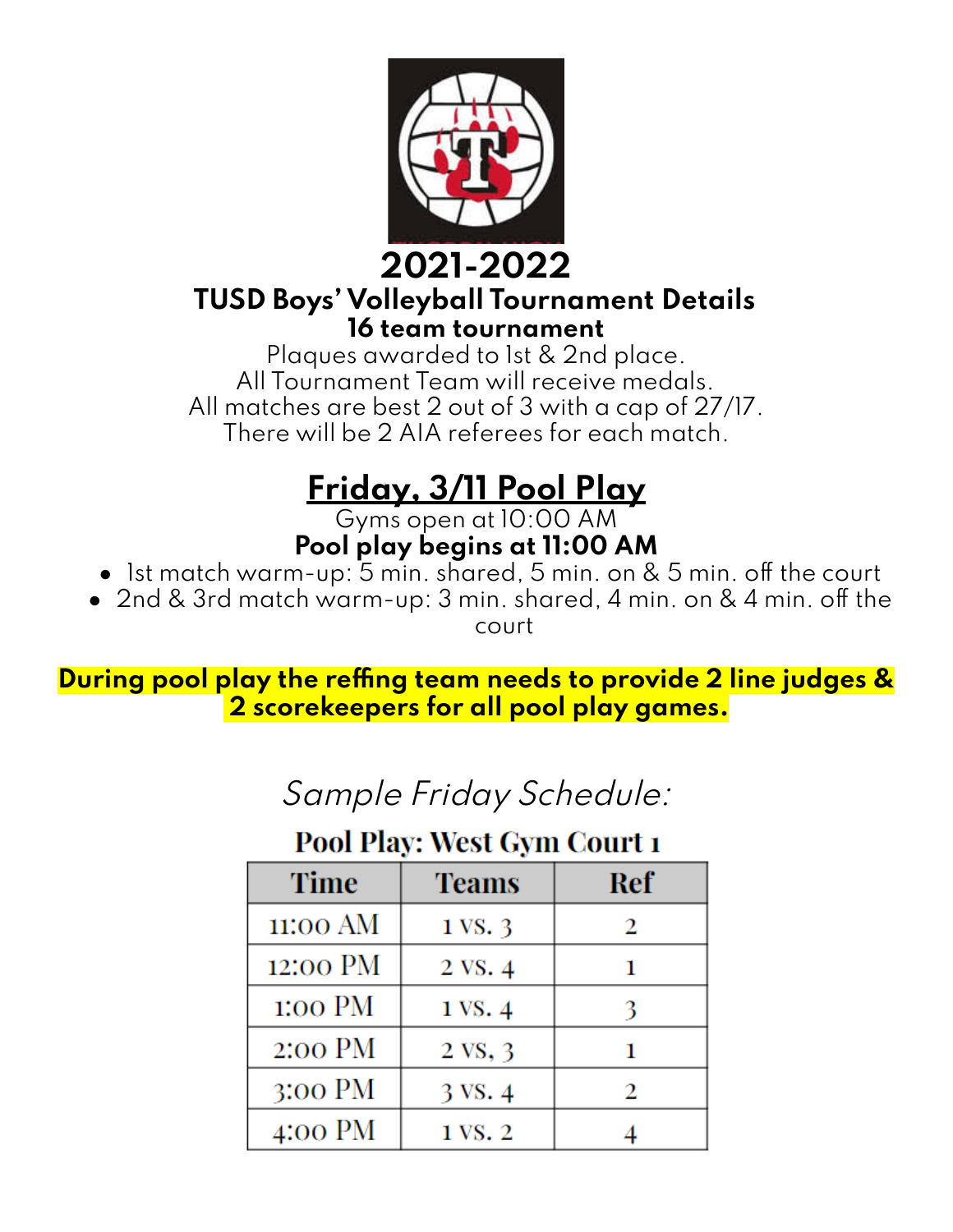# 2021-2022

## TUSD Boys' Volleyball Tournament Details

### 16 team tournament

Plaques awarded to 1st & 2nd place.
All Tournament Team will receive medals.
All matches are best 2 out of 3 with a cap of 27/17.
There will be 2 AIA referees for each match.

## Friday, 3/11 Pool Play

Gyms open at 10:00 AM

**Pool play begins at 11:00 AM**

- 1st match warm-up: 5 min. shared, 5 min. on & 5 min. off the court
- 2nd & 3rd match warm-up: 3 min. shared, 4 min. on & 4 min. off the court

**During pool play the reffing team needs to provide 2 line judges & 2 scorekeepers for all pool play games.**

*Sample Friday Schedule:*

**Pool Play: West Gym Court 1**

| Time | Teams | Ref |
|---|---|---|
| 11:00 AM | 1 vs. 3 | 2 |
| 12:00 PM | 2 vs. 4 | 1 |
| 1:00 PM | 1 vs. 4 | 3 |
| 2:00 PM | 2 vs, 3 | 1 |
| 3:00 PM | 3 vs. 4 | 2 |
| 4:00 PM | 1 vs. 2 | 4 |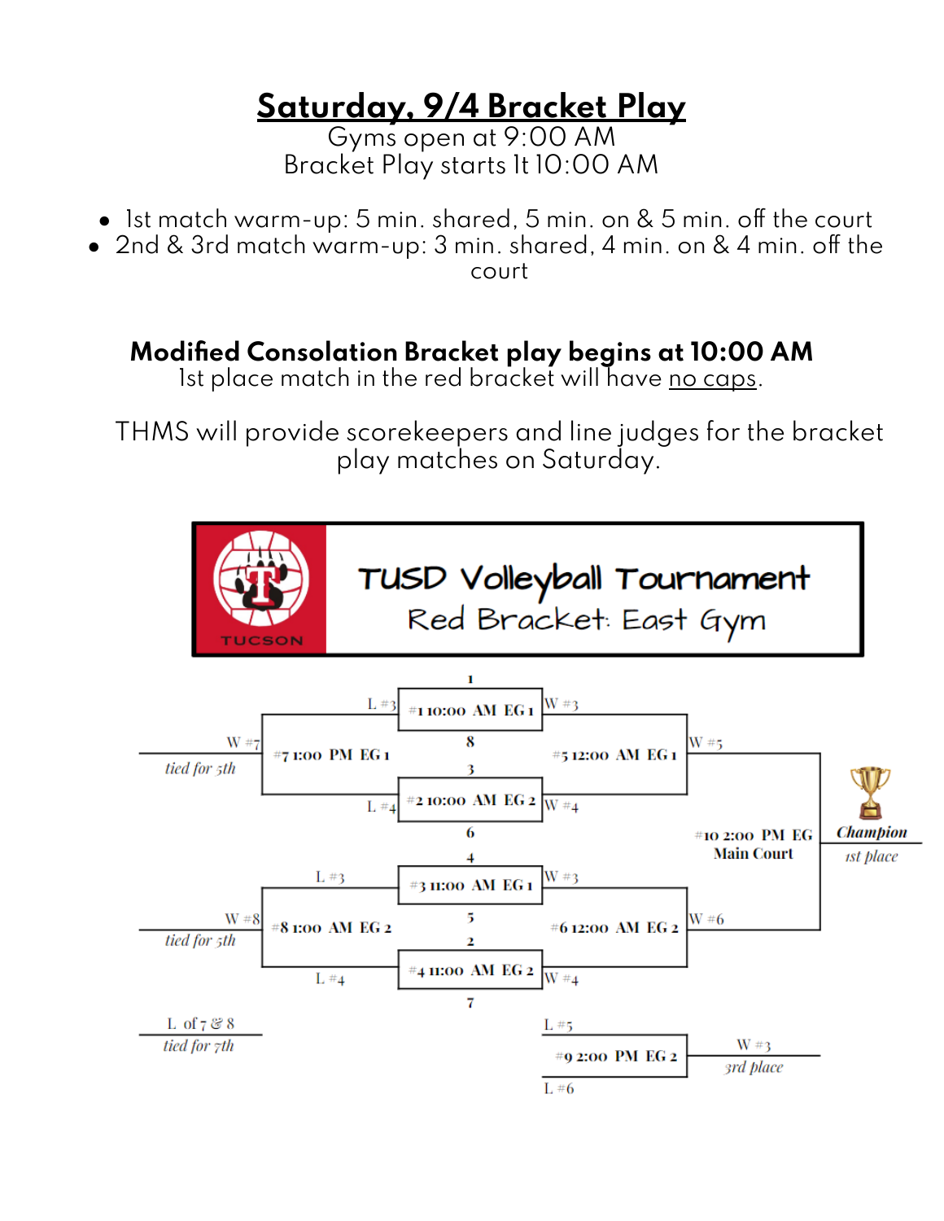# Saturday, 9/4 Bracket Play

Gyms open at 9:00 AM
Bracket Play starts It 10:00 AM

- 1st match warm-up: 5 min. shared, 5 min. on & 5 min. off the court
- 2nd & 3rd match warm-up: 3 min. shared, 4 min. on & 4 min. off the court

**Modified Consolation Bracket play begins at 10:00 AM**
1st place match in the red bracket will have no caps.

THMS will provide scorekeepers and line judges for the bracket play matches on Saturday.

TUCSON

TUSD Volleyball Tournament
Red Bracket: East Gym

1
L #3
#1 10:00 AM EG 1
W #3
8
W #7
#7 1:00 PM EG 1
#5 12:00 AM EG 1
W #5
tied for 5th
3
L #4
#2 10:00 AM EG 2
W #4
6
#10 2:00 PM EG Main Court
Champion
1st place
4
L #3
#3 11:00 AM EG 1
W #3
5
W #8
#8 1:00 AM EG 2
#6 12:00 AM EG 2
W #6
tied for 5th
2
L #4
#4 11:00 AM EG 2
W #4
7
L of 7 & 8
tied for 7th
L #5
#9 2:00 PM EG 2
W #3
3rd place
L #6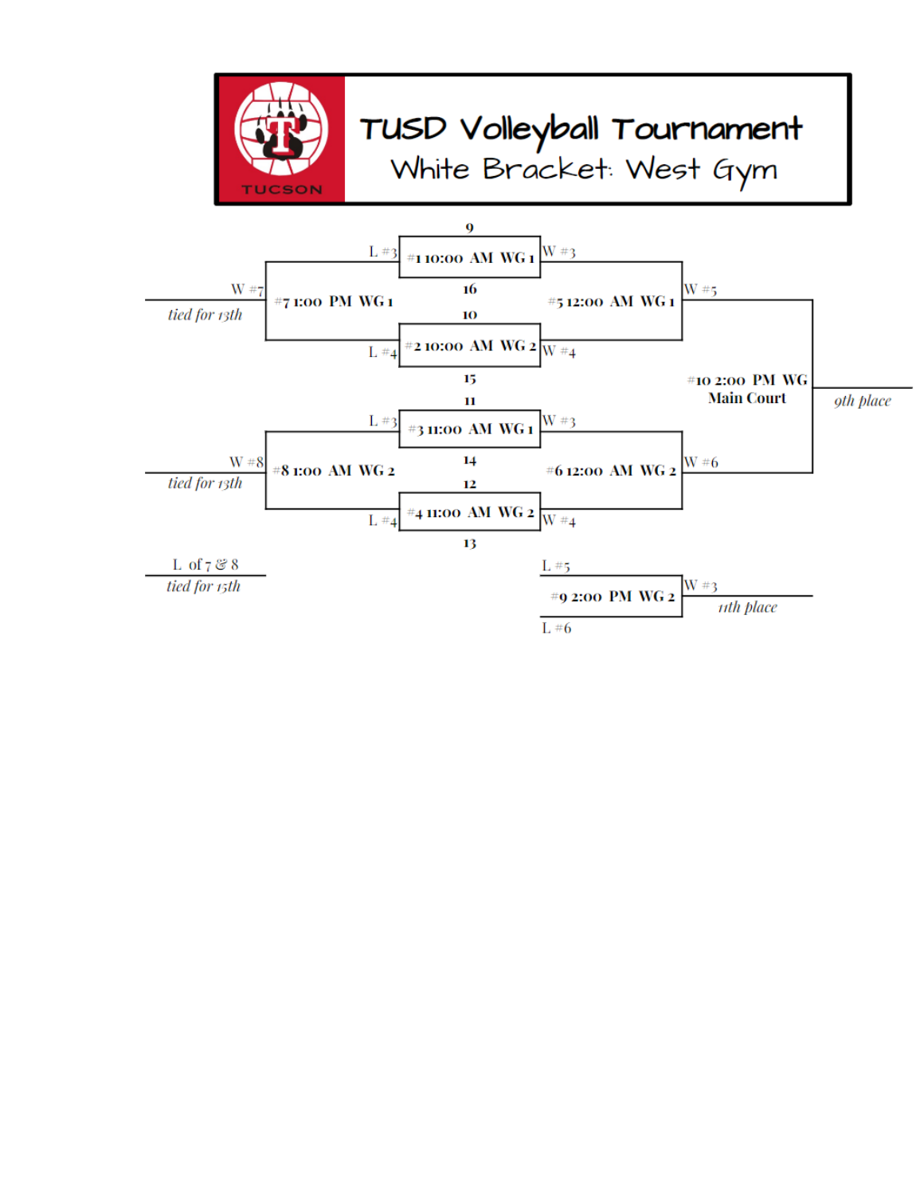# TUSD Volleyball Tournament

## White Bracket: West Gym

TUCSON

9

L #3

#1 10:00 AM WG 1

W #3

16

W #7

#7 1:00 PM WG 1

#5 12:00 AM WG 1

W #5

*tied for 13th*

10

#2 10:00 AM WG 2

L #4

W #4

15

#10 2:00 PM WG
Main Court

*9th place*

11

L #3

#3 11:00 AM WG 1

W #3

14

W #8

#8 1:00 AM WG 2

#6 12:00 AM WG 2

W #6

*tied for 13th*

12

#4 11:00 AM WG 2

L #4

W #4

13

L of 7 & 8

*tied for 15th*

L #5

#9 2:00 PM WG 2

W #3

*11th place*

L #6